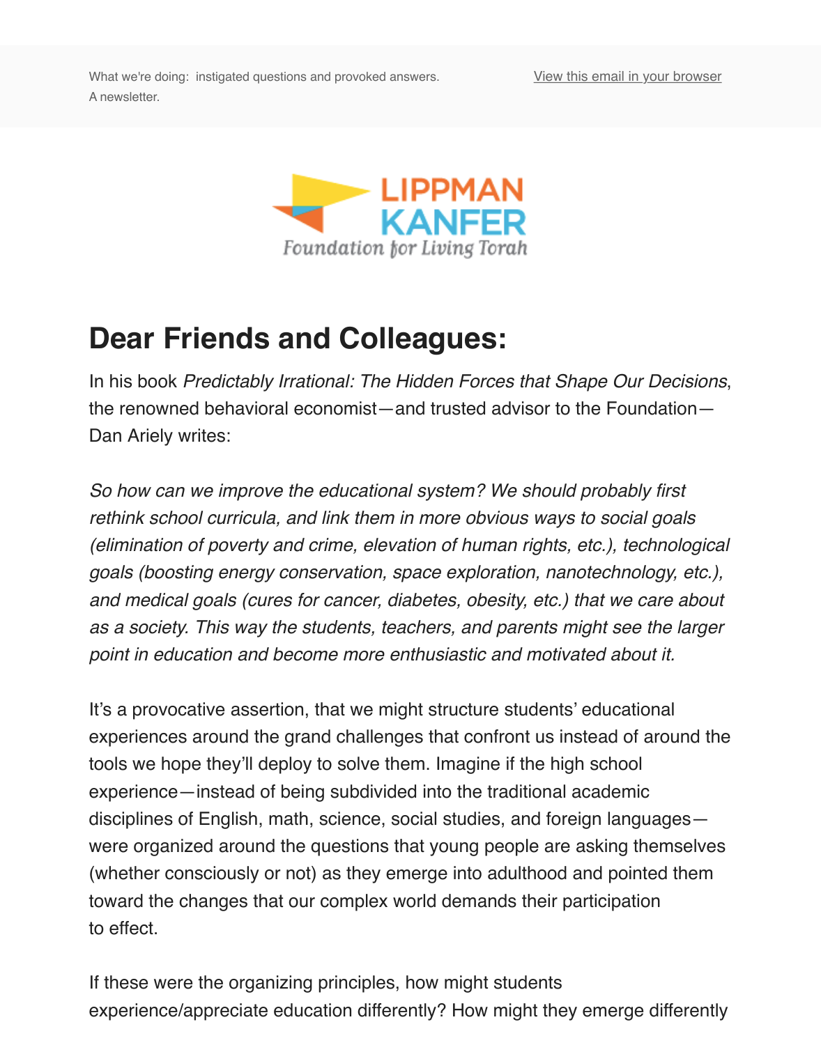What we're doing: instigated questions and provoked answers.
A newsletter.

View this email in your browser

LIPPMAN KANFER
Foundation for Living Torah

# Dear Friends and Colleagues:

In his book *Predictably Irrational: The Hidden Forces that Shape Our Decisions*, the renowned behavioral economist—and trusted advisor to the Foundation—Dan Ariely writes:

*So how can we improve the educational system? We should probably first rethink school curricula, and link them in more obvious ways to social goals (elimination of poverty and crime, elevation of human rights, etc.), technological goals (boosting energy conservation, space exploration, nanotechnology, etc.), and medical goals (cures for cancer, diabetes, obesity, etc.) that we care about as a society. This way the students, teachers, and parents might see the larger point in education and become more enthusiastic and motivated about it.*

It's a provocative assertion, that we might structure students' educational experiences around the grand challenges that confront us instead of around the tools we hope they'll deploy to solve them. Imagine if the high school experience—instead of being subdivided into the traditional academic disciplines of English, math, science, social studies, and foreign languages—were organized around the questions that young people are asking themselves (whether consciously or not) as they emerge into adulthood and pointed them toward the changes that our complex world demands their participation to effect.

If these were the organizing principles, how might students experience/appreciate education differently? How might they emerge differently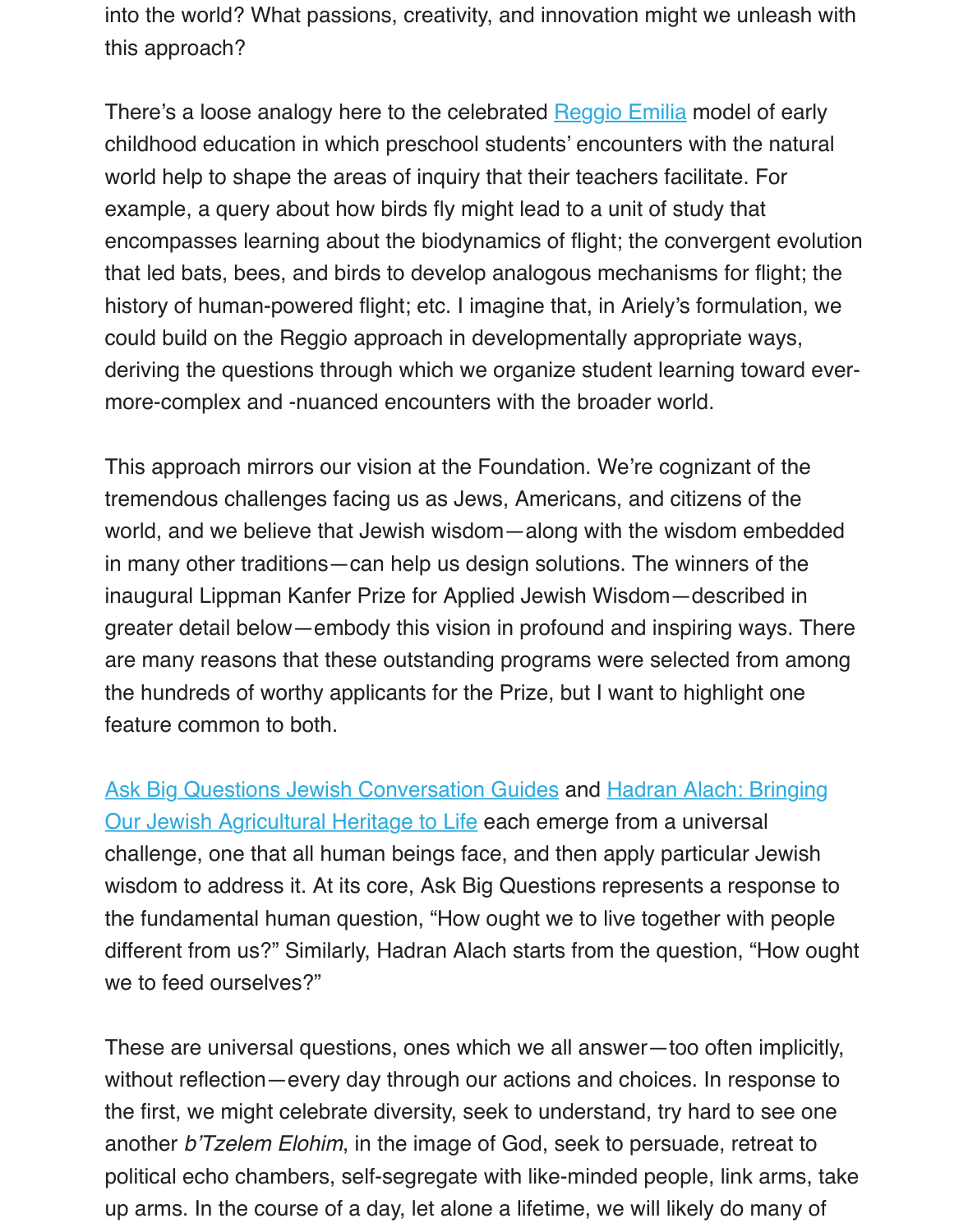into the world? What passions, creativity, and innovation might we unleash with this approach?

There's a loose analogy here to the celebrated [Reggio Emilia](#) model of early childhood education in which preschool students' encounters with the natural world help to shape the areas of inquiry that their teachers facilitate. For example, a query about how birds fly might lead to a unit of study that encompasses learning about the biodynamics of flight; the convergent evolution that led bats, bees, and birds to develop analogous mechanisms for flight; the history of human-powered flight; etc. I imagine that, in Ariely's formulation, we could build on the Reggio approach in developmentally appropriate ways, deriving the questions through which we organize student learning toward ever-more-complex and -nuanced encounters with the broader world.

This approach mirrors our vision at the Foundation. We're cognizant of the tremendous challenges facing us as Jews, Americans, and citizens of the world, and we believe that Jewish wisdom—along with the wisdom embedded in many other traditions—can help us design solutions. The winners of the inaugural Lippman Kanfer Prize for Applied Jewish Wisdom—described in greater detail below—embody this vision in profound and inspiring ways. There are many reasons that these outstanding programs were selected from among the hundreds of worthy applicants for the Prize, but I want to highlight one feature common to both.

[Ask Big Questions Jewish Conversation Guides](#) and [Hadran Alach: Bringing Our Jewish Agricultural Heritage to Life](#) each emerge from a universal challenge, one that all human beings face, and then apply particular Jewish wisdom to address it. At its core, Ask Big Questions represents a response to the fundamental human question, "How ought we to live together with people different from us?" Similarly, Hadran Alach starts from the question, "How ought we to feed ourselves?"

These are universal questions, ones which we all answer—too often implicitly, without reflection—every day through our actions and choices. In response to the first, we might celebrate diversity, seek to understand, try hard to see one another *b'Tzelem Elohim*, in the image of God, seek to persuade, retreat to political echo chambers, self-segregate with like-minded people, link arms, take up arms. In the course of a day, let alone a lifetime, we will likely do many of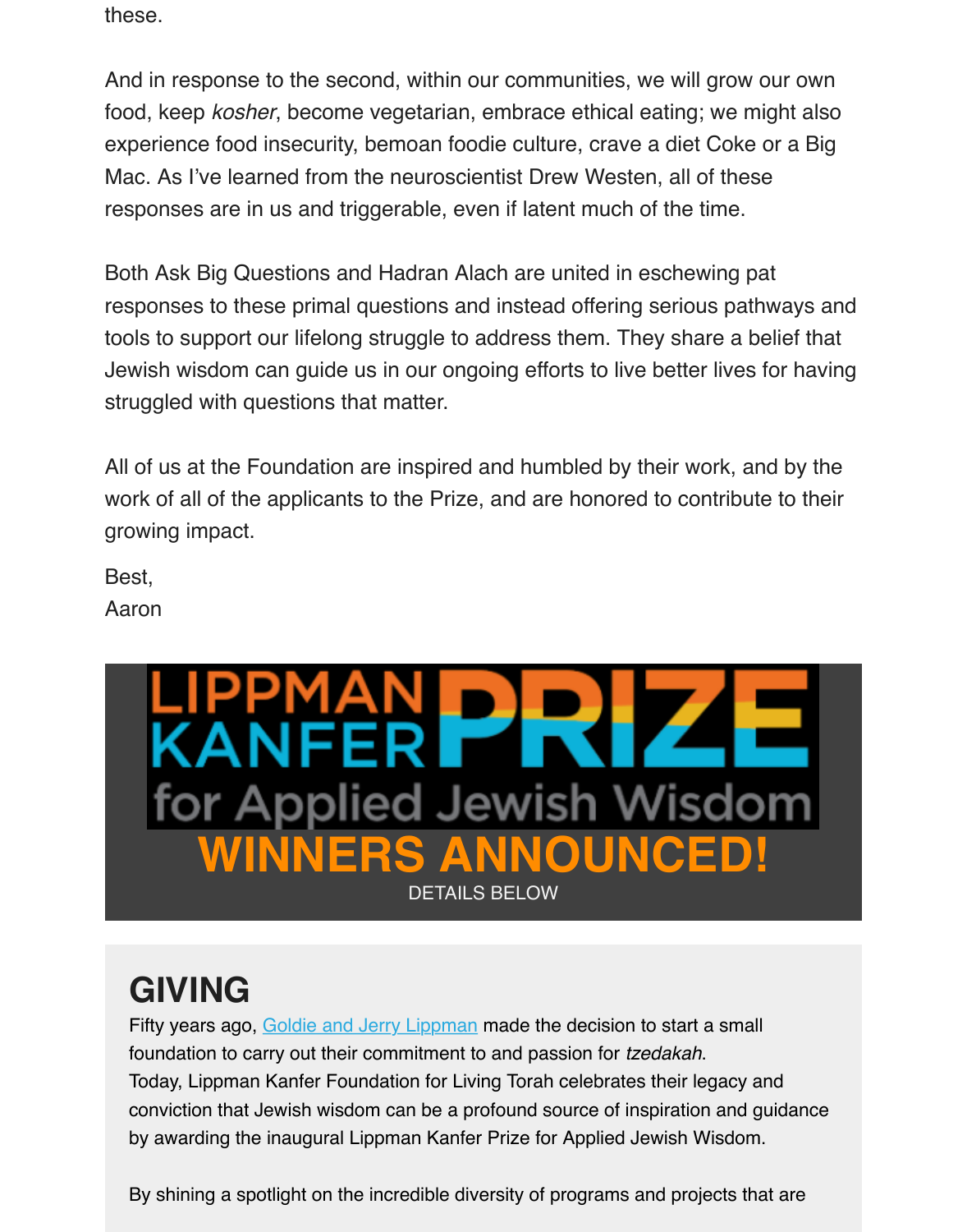these.

And in response to the second, within our communities, we will grow our own food, keep *kosher*, become vegetarian, embrace ethical eating; we might also experience food insecurity, bemoan foodie culture, crave a diet Coke or a Big Mac. As I've learned from the neuroscientist Drew Westen, all of these responses are in us and triggerable, even if latent much of the time.

Both Ask Big Questions and Hadran Alach are united in eschewing pat responses to these primal questions and instead offering serious pathways and tools to support our lifelong struggle to address them. They share a belief that Jewish wisdom can guide us in our ongoing efforts to live better lives for having struggled with questions that matter.

All of us at the Foundation are inspired and humbled by their work, and by the work of all of the applicants to the Prize, and are honored to contribute to their growing impact.

Best,
Aaron

LIPPMAN KANFER PRIZE for Applied Jewish Wisdom

**WINNERS ANNOUNCED!**

DETAILS BELOW

## GIVING

Fifty years ago, Goldie and Jerry Lippman made the decision to start a small foundation to carry out their commitment to and passion for *tzedakah*.
Today, Lippman Kanfer Foundation for Living Torah celebrates their legacy and conviction that Jewish wisdom can be a profound source of inspiration and guidance by awarding the inaugural Lippman Kanfer Prize for Applied Jewish Wisdom.

By shining a spotlight on the incredible diversity of programs and projects that are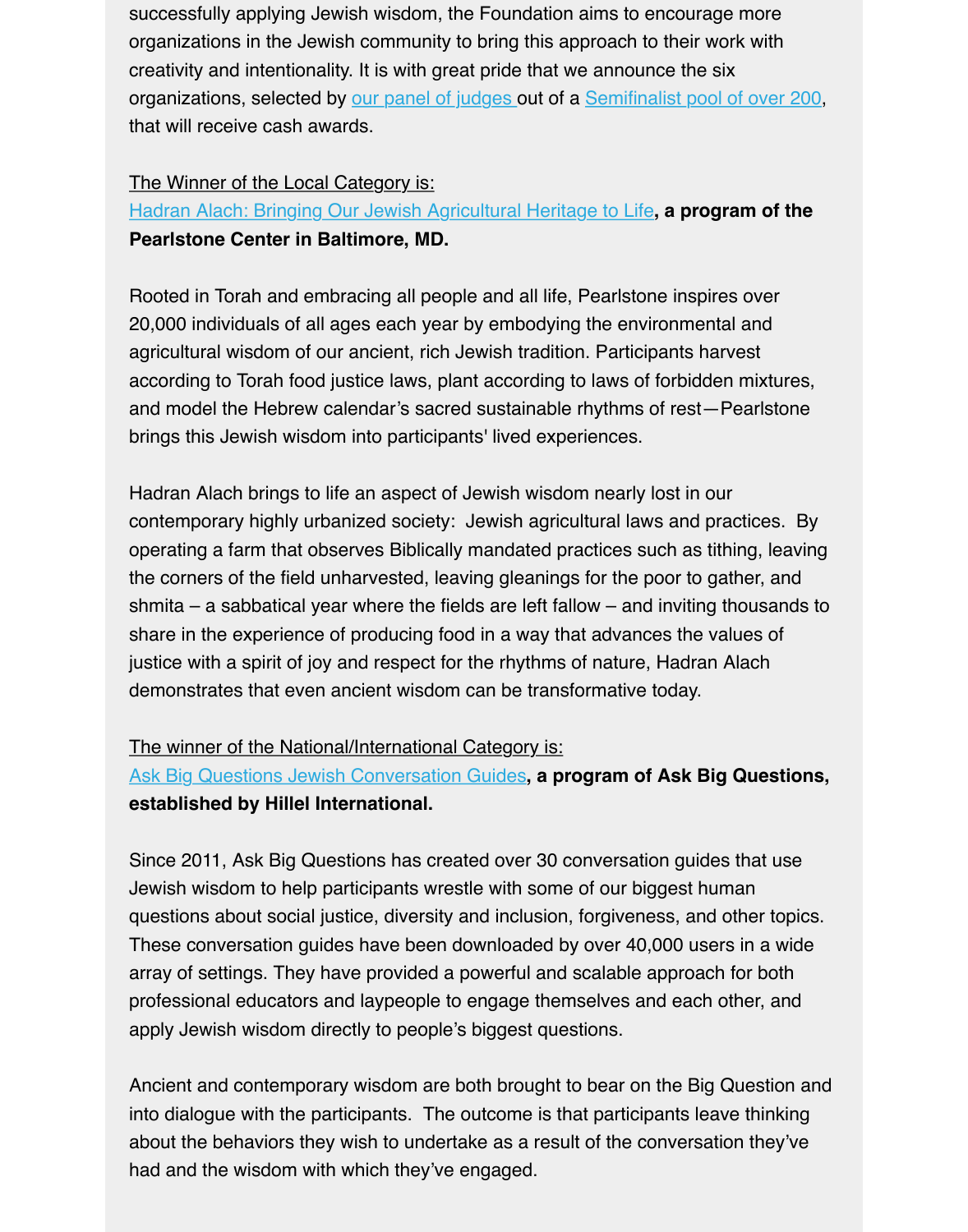successfully applying Jewish wisdom, the Foundation aims to encourage more organizations in the Jewish community to bring this approach to their work with creativity and intentionality. It is with great pride that we announce the six organizations, selected by our panel of judges out of a Semifinalist pool of over 200, that will receive cash awards.

The Winner of the Local Category is:
Hadran Alach: Bringing Our Jewish Agricultural Heritage to Life**, a program of the Pearlstone Center in Baltimore, MD.**

Rooted in Torah and embracing all people and all life, Pearlstone inspires over 20,000 individuals of all ages each year by embodying the environmental and agricultural wisdom of our ancient, rich Jewish tradition. Participants harvest according to Torah food justice laws, plant according to laws of forbidden mixtures, and model the Hebrew calendar's sacred sustainable rhythms of rest—Pearlstone brings this Jewish wisdom into participants' lived experiences.

Hadran Alach brings to life an aspect of Jewish wisdom nearly lost in our contemporary highly urbanized society: Jewish agricultural laws and practices. By operating a farm that observes Biblically mandated practices such as tithing, leaving the corners of the field unharvested, leaving gleanings for the poor to gather, and shmita – a sabbatical year where the fields are left fallow – and inviting thousands to share in the experience of producing food in a way that advances the values of justice with a spirit of joy and respect for the rhythms of nature, Hadran Alach demonstrates that even ancient wisdom can be transformative today.

The winner of the National/International Category is:
Ask Big Questions Jewish Conversation Guides**, a program of Ask Big Questions, established by Hillel International.**

Since 2011, Ask Big Questions has created over 30 conversation guides that use Jewish wisdom to help participants wrestle with some of our biggest human questions about social justice, diversity and inclusion, forgiveness, and other topics. These conversation guides have been downloaded by over 40,000 users in a wide array of settings. They have provided a powerful and scalable approach for both professional educators and laypeople to engage themselves and each other, and apply Jewish wisdom directly to people's biggest questions.

Ancient and contemporary wisdom are both brought to bear on the Big Question and into dialogue with the participants. The outcome is that participants leave thinking about the behaviors they wish to undertake as a result of the conversation they've had and the wisdom with which they've engaged.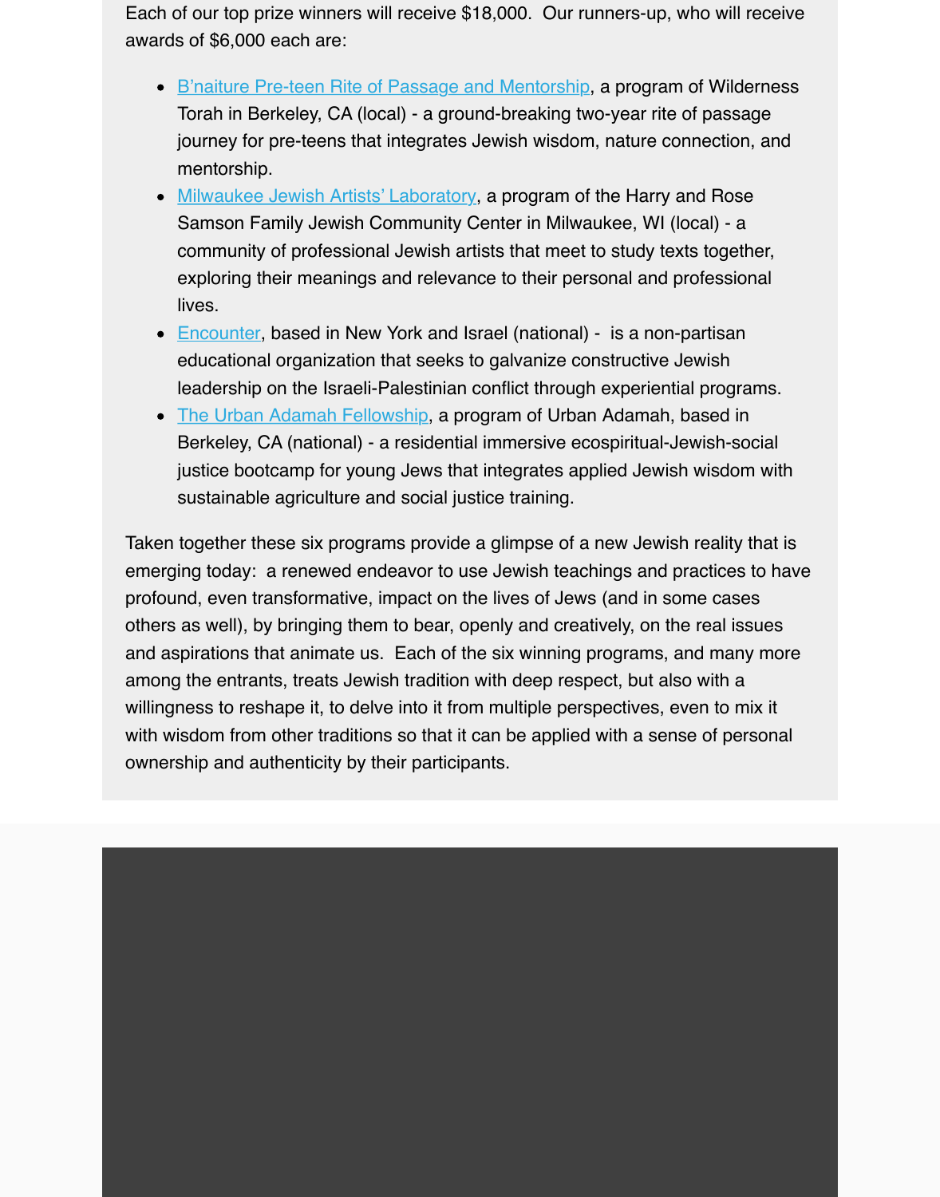Each of our top prize winners will receive $18,000.  Our runners-up, who will receive awards of $6,000 each are:

- B'naiture Pre-teen Rite of Passage and Mentorship, a program of Wilderness Torah in Berkeley, CA (local) - a ground-breaking two-year rite of passage journey for pre-teens that integrates Jewish wisdom, nature connection, and mentorship.
- Milwaukee Jewish Artists' Laboratory, a program of the Harry and Rose Samson Family Jewish Community Center in Milwaukee, WI (local) - a community of professional Jewish artists that meet to study texts together, exploring their meanings and relevance to their personal and professional lives.
- Encounter, based in New York and Israel (national) -  is a non-partisan educational organization that seeks to galvanize constructive Jewish leadership on the Israeli-Palestinian conflict through experiential programs.
- The Urban Adamah Fellowship, a program of Urban Adamah, based in Berkeley, CA (national) - a residential immersive ecospiritual-Jewish-social justice bootcamp for young Jews that integrates applied Jewish wisdom with sustainable agriculture and social justice training.

Taken together these six programs provide a glimpse of a new Jewish reality that is emerging today:  a renewed endeavor to use Jewish teachings and practices to have profound, even transformative, impact on the lives of Jews (and in some cases others as well), by bringing them to bear, openly and creatively, on the real issues and aspirations that animate us.  Each of the six winning programs, and many more among the entrants, treats Jewish tradition with deep respect, but also with a willingness to reshape it, to delve into it from multiple perspectives, even to mix it with wisdom from other traditions so that it can be applied with a sense of personal ownership and authenticity by their participants.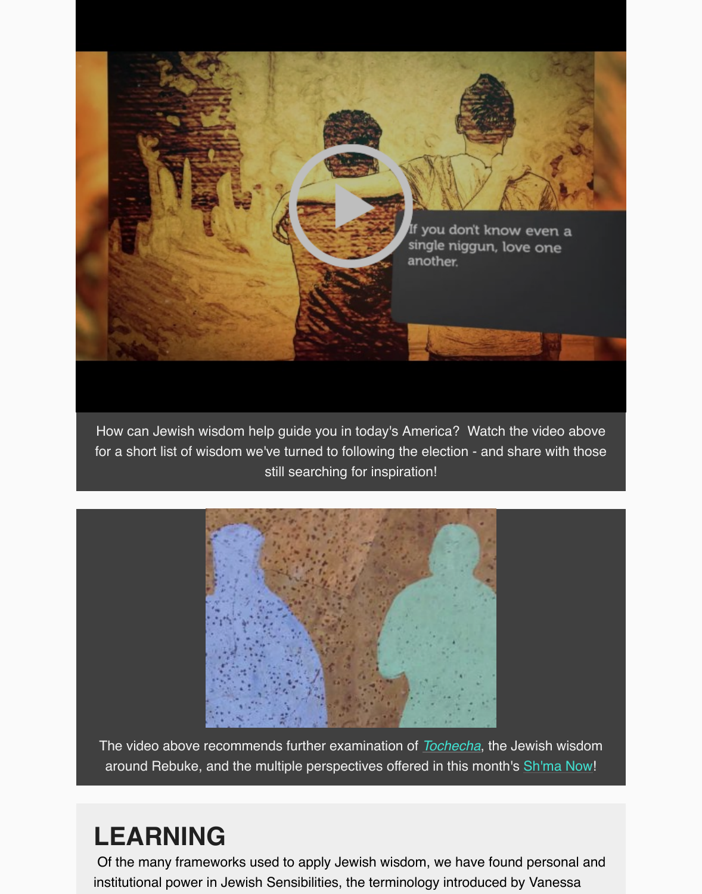How can Jewish wisdom help guide you in today's America?  Watch the video above for a short list of wisdom we've turned to following the election - and share with those still searching for inspiration!

The video above recommends further examination of *Tochecha*, the Jewish wisdom around Rebuke, and the multiple perspectives offered in this month's Sh'ma Now!

# LEARNING

Of the many frameworks used to apply Jewish wisdom, we have found personal and institutional power in Jewish Sensibilities, the terminology introduced by Vanessa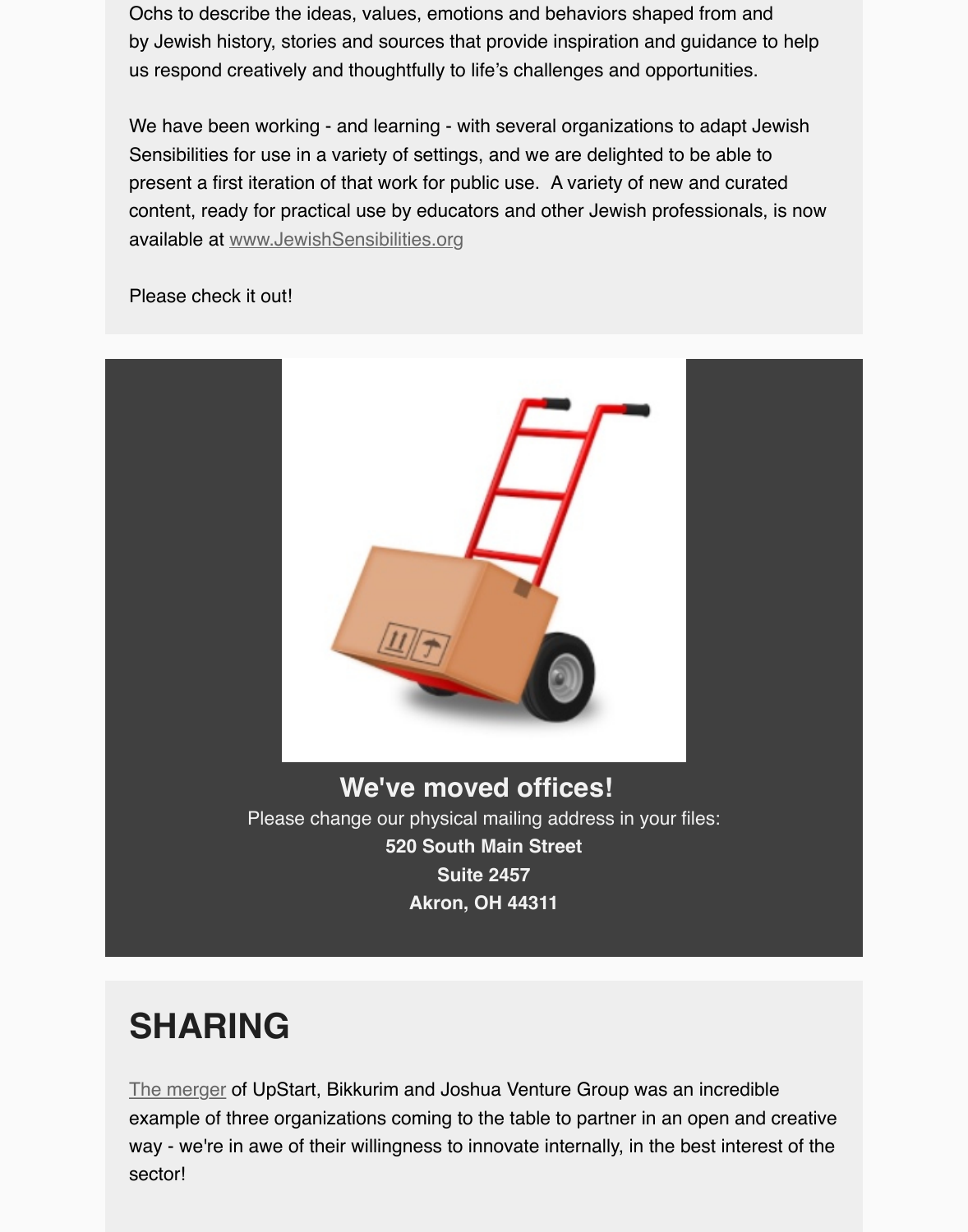Ochs to describe the ideas, values, emotions and behaviors shaped from and by Jewish history, stories and sources that provide inspiration and guidance to help us respond creatively and thoughtfully to life's challenges and opportunities.

We have been working - and learning - with several organizations to adapt Jewish Sensibilities for use in a variety of settings, and we are delighted to be able to present a first iteration of that work for public use. A variety of new and curated content, ready for practical use by educators and other Jewish professionals, is now available at www.JewishSensibilities.org

Please check it out!

**We've moved offices!**

Please change our physical mailing address in your files:

**520 South Main Street**
**Suite 2457**
**Akron, OH 44311**

# SHARING

The merger of UpStart, Bikkurim and Joshua Venture Group was an incredible example of three organizations coming to the table to partner in an open and creative way - we're in awe of their willingness to innovate internally, in the best interest of the sector!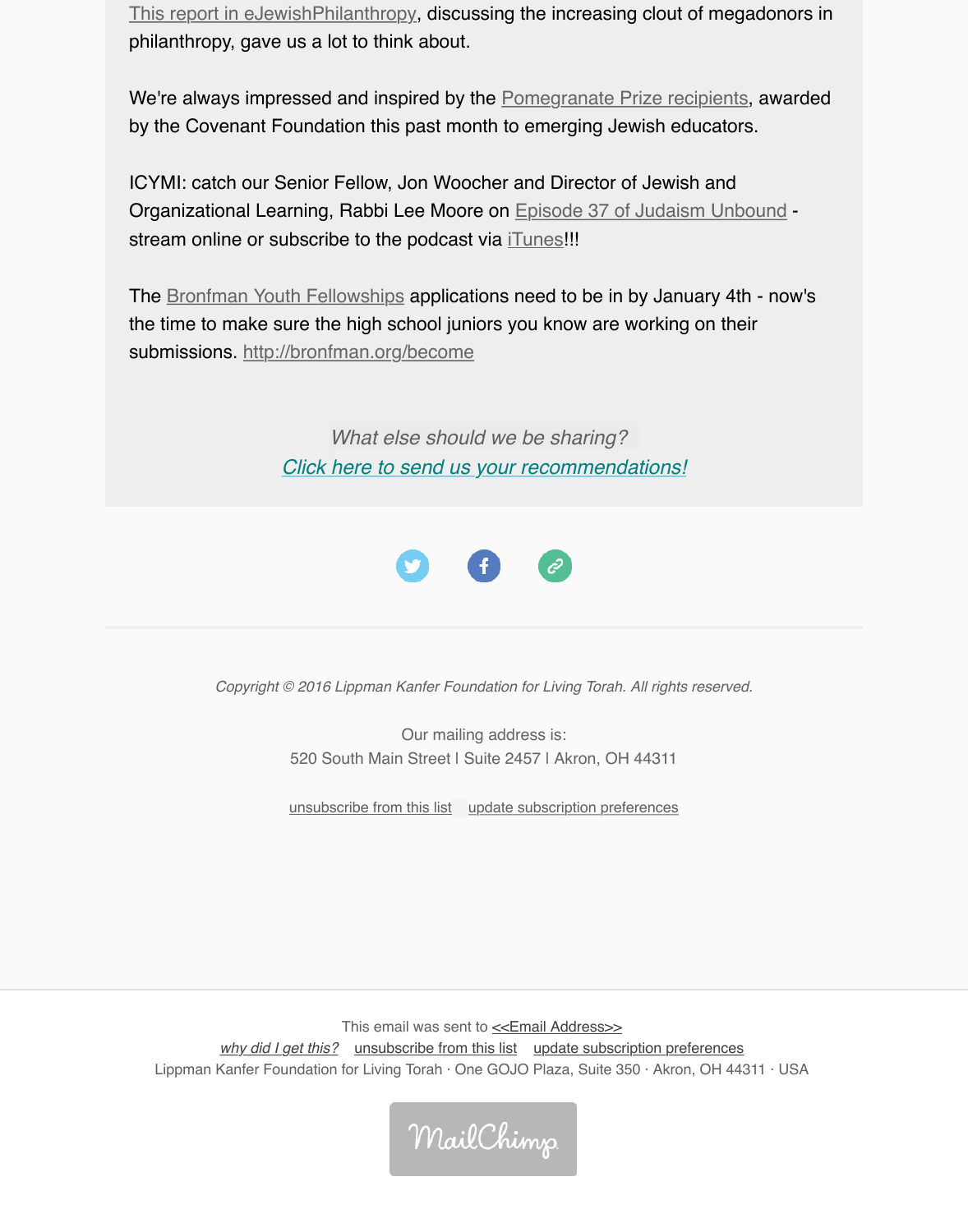This report in eJewishPhilanthropy, discussing the increasing clout of megadonors in philanthropy, gave us a lot to think about.

We're always impressed and inspired by the Pomegranate Prize recipients, awarded by the Covenant Foundation this past month to emerging Jewish educators.

ICYMI: catch our Senior Fellow, Jon Woocher and Director of Jewish and Organizational Learning, Rabbi Lee Moore on Episode 37 of Judaism Unbound - stream online or subscribe to the podcast via iTunes!!!

The Bronfman Youth Fellowships applications need to be in by January 4th - now's the time to make sure the high school juniors you know are working on their submissions. http://bronfman.org/become

*What else should we be sharing?*
*Click here to send us your recommendations!*

*Copyright © 2016 Lippman Kanfer Foundation for Living Torah. All rights reserved.*

Our mailing address is:
520 South Main Street | Suite 2457 | Akron, OH 44311

unsubscribe from this list update subscription preferences

This email was sent to <<Email Address>>
*why did I get this?* unsubscribe from this list update subscription preferences
Lippman Kanfer Foundation for Living Torah · One GOJO Plaza, Suite 350 · Akron, OH 44311 · USA

MailChimp